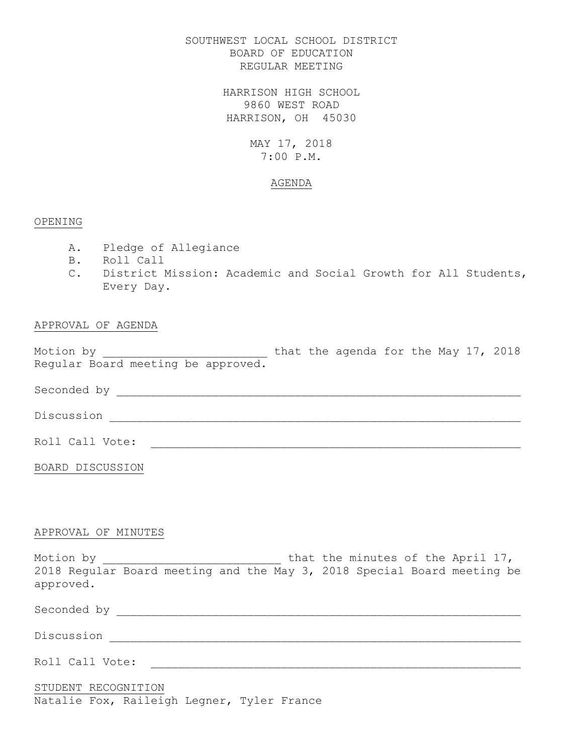SOUTHWEST LOCAL SCHOOL DISTRICT
BOARD OF EDUCATION
REGULAR MEETING

HARRISON HIGH SCHOOL
9860 WEST ROAD
HARRISON, OH 45030

MAY 17, 2018
7:00 P.M.

AGENDA

## OPENING

A. Pledge of Allegiance
B. Roll Call
C. District Mission: Academic and Social Growth for All Students, Every Day.

## APPROVAL OF AGENDA

Motion by ________________________ that the agenda for the May 17, 2018 Regular Board meeting be approved.

Seconded by ___________________________________________________________

Discussion ____________________________________________________________

Roll Call Vote: ______________________________________________________

## BOARD DISCUSSION

## APPROVAL OF MINUTES

Motion by __________________________ that the minutes of the April 17, 2018 Regular Board meeting and the May 3, 2018 Special Board meeting be approved.

Seconded by ___________________________________________________________

Discussion ____________________________________________________________

Roll Call Vote: ______________________________________________________

## STUDENT RECOGNITION

Natalie Fox, Raileigh Legner, Tyler France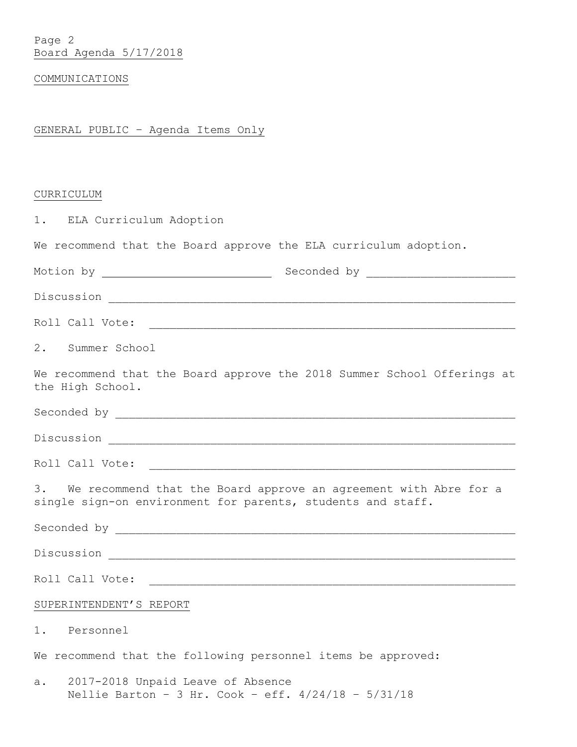Board Agenda 5/17/2018

COMMUNICATIONS

GENERAL PUBLIC – Agenda Items Only

CURRICULUM

1. ELA Curriculum Adoption

We recommend that the Board approve the ELA curriculum adoption.

Motion by ________________________ Seconded by ______________________

Discussion ________________________________________________________________

Roll Call Vote: ____________________________________________________________

2. Summer School

We recommend that the Board approve the 2018 Summer School Offerings at the High School.

Seconded by _______________________________________________________________

Discussion ________________________________________________________________

Roll Call Vote: ____________________________________________________________

3. We recommend that the Board approve an agreement with Abre for a single sign-on environment for parents, students and staff.

Seconded by _______________________________________________________________

Discussion ________________________________________________________________

Roll Call Vote: ____________________________________________________________

SUPERINTENDENT'S REPORT

1. Personnel

We recommend that the following personnel items be approved:

a. 2017-2018 Unpaid Leave of Absence
   Nellie Barton – 3 Hr. Cook – eff. 4/24/18 – 5/31/18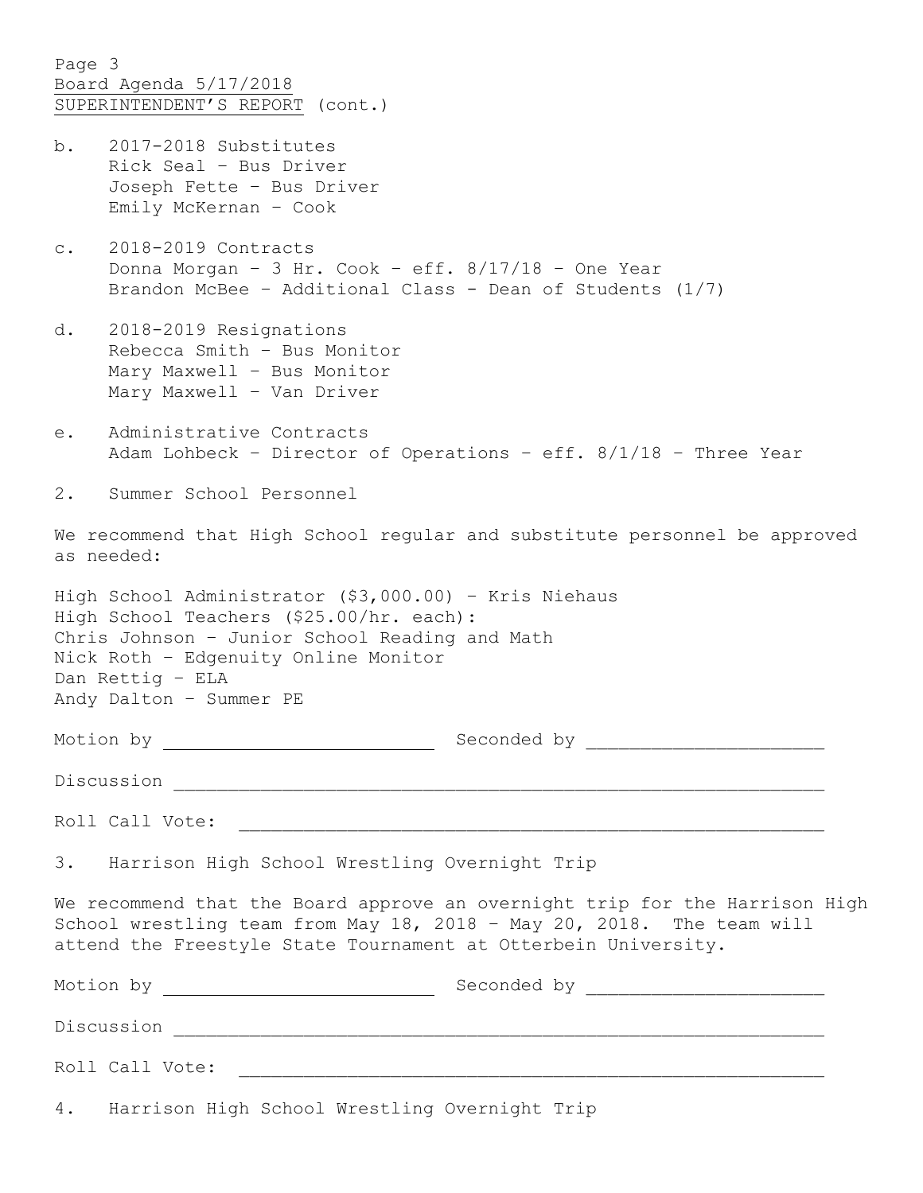Board Agenda 5/17/2018
SUPERINTENDENT'S REPORT (cont.)

b. 2017-2018 Substitutes
   Rick Seal – Bus Driver
   Joseph Fette – Bus Driver
   Emily McKernan – Cook

c. 2018-2019 Contracts
   Donna Morgan – 3 Hr. Cook – eff. 8/17/18 – One Year
   Brandon McBee – Additional Class - Dean of Students (1/7)

d. 2018-2019 Resignations
   Rebecca Smith – Bus Monitor
   Mary Maxwell – Bus Monitor
   Mary Maxwell – Van Driver

e. Administrative Contracts
   Adam Lohbeck – Director of Operations – eff. 8/1/18 – Three Year

2. Summer School Personnel

We recommend that High School regular and substitute personnel be approved as needed:

High School Administrator ($3,000.00) – Kris Niehaus
High School Teachers ($25.00/hr. each):
Chris Johnson – Junior School Reading and Math
Nick Roth – Edgenuity Online Monitor
Dan Rettig – ELA
Andy Dalton – Summer PE

Motion by ________________________ Seconded by ______________________

Discussion ____________________________________________________________

Roll Call Vote: _______________________________________________________

3. Harrison High School Wrestling Overnight Trip

We recommend that the Board approve an overnight trip for the Harrison High School wrestling team from May 18, 2018 – May 20, 2018. The team will attend the Freestyle State Tournament at Otterbein University.

Motion by ________________________ Seconded by ______________________

Discussion ____________________________________________________________

Roll Call Vote: _______________________________________________________

4. Harrison High School Wrestling Overnight Trip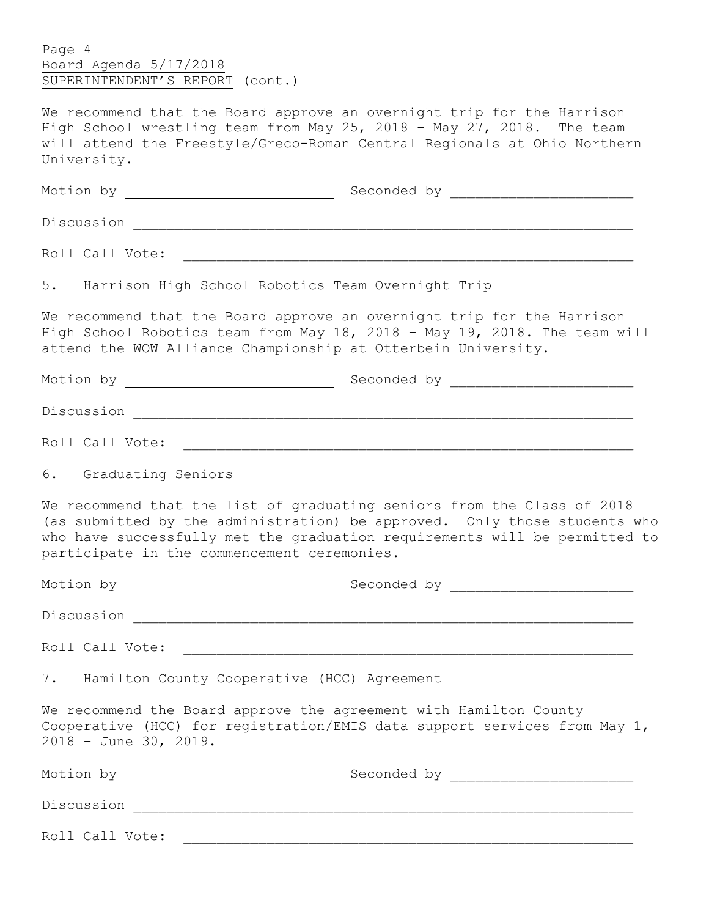We recommend that the Board approve an overnight trip for the Harrison High School wrestling team from May 25, 2018 – May 27, 2018. The team will attend the Freestyle/Greco-Roman Central Regionals at Ohio Northern University.

Motion by \_\_\_\_\_\_\_\_\_\_\_\_\_\_\_\_\_\_\_\_\_\_\_\_\_ Seconded by \_\_\_\_\_\_\_\_\_\_\_\_\_\_\_\_\_\_\_\_\_\_

Discussion \_\_\_\_\_\_\_\_\_\_\_\_\_\_\_\_\_\_\_\_\_\_\_\_\_\_\_\_\_\_\_\_\_\_\_\_\_\_\_\_\_\_\_\_\_\_\_\_\_\_\_\_\_\_\_\_\_\_\_\_

Roll Call Vote: \_\_\_\_\_\_\_\_\_\_\_\_\_\_\_\_\_\_\_\_\_\_\_\_\_\_\_\_\_\_\_\_\_\_\_\_\_\_\_\_\_\_\_\_\_\_\_\_\_\_\_\_\_\_

5. Harrison High School Robotics Team Overnight Trip

We recommend that the Board approve an overnight trip for the Harrison High School Robotics team from May 18, 2018 – May 19, 2018. The team will attend the WOW Alliance Championship at Otterbein University.

Motion by \_\_\_\_\_\_\_\_\_\_\_\_\_\_\_\_\_\_\_\_\_\_\_\_\_ Seconded by \_\_\_\_\_\_\_\_\_\_\_\_\_\_\_\_\_\_\_\_\_\_

Discussion \_\_\_\_\_\_\_\_\_\_\_\_\_\_\_\_\_\_\_\_\_\_\_\_\_\_\_\_\_\_\_\_\_\_\_\_\_\_\_\_\_\_\_\_\_\_\_\_\_\_\_\_\_\_\_\_\_\_\_\_

Roll Call Vote: \_\_\_\_\_\_\_\_\_\_\_\_\_\_\_\_\_\_\_\_\_\_\_\_\_\_\_\_\_\_\_\_\_\_\_\_\_\_\_\_\_\_\_\_\_\_\_\_\_\_\_\_\_\_

6. Graduating Seniors

We recommend that the list of graduating seniors from the Class of 2018 (as submitted by the administration) be approved. Only those students who who have successfully met the graduation requirements will be permitted to participate in the commencement ceremonies.

Motion by \_\_\_\_\_\_\_\_\_\_\_\_\_\_\_\_\_\_\_\_\_\_\_\_\_ Seconded by \_\_\_\_\_\_\_\_\_\_\_\_\_\_\_\_\_\_\_\_\_\_

Discussion \_\_\_\_\_\_\_\_\_\_\_\_\_\_\_\_\_\_\_\_\_\_\_\_\_\_\_\_\_\_\_\_\_\_\_\_\_\_\_\_\_\_\_\_\_\_\_\_\_\_\_\_\_\_\_\_\_\_\_\_

Roll Call Vote: \_\_\_\_\_\_\_\_\_\_\_\_\_\_\_\_\_\_\_\_\_\_\_\_\_\_\_\_\_\_\_\_\_\_\_\_\_\_\_\_\_\_\_\_\_\_\_\_\_\_\_\_\_\_

7. Hamilton County Cooperative (HCC) Agreement

We recommend the Board approve the agreement with Hamilton County Cooperative (HCC) for registration/EMIS data support services from May 1, 2018 – June 30, 2019.

Motion by \_\_\_\_\_\_\_\_\_\_\_\_\_\_\_\_\_\_\_\_\_\_\_\_\_ Seconded by \_\_\_\_\_\_\_\_\_\_\_\_\_\_\_\_\_\_\_\_\_\_

Discussion \_\_\_\_\_\_\_\_\_\_\_\_\_\_\_\_\_\_\_\_\_\_\_\_\_\_\_\_\_\_\_\_\_\_\_\_\_\_\_\_\_\_\_\_\_\_\_\_\_\_\_\_\_\_\_\_\_\_\_\_

Roll Call Vote: \_\_\_\_\_\_\_\_\_\_\_\_\_\_\_\_\_\_\_\_\_\_\_\_\_\_\_\_\_\_\_\_\_\_\_\_\_\_\_\_\_\_\_\_\_\_\_\_\_\_\_\_\_\_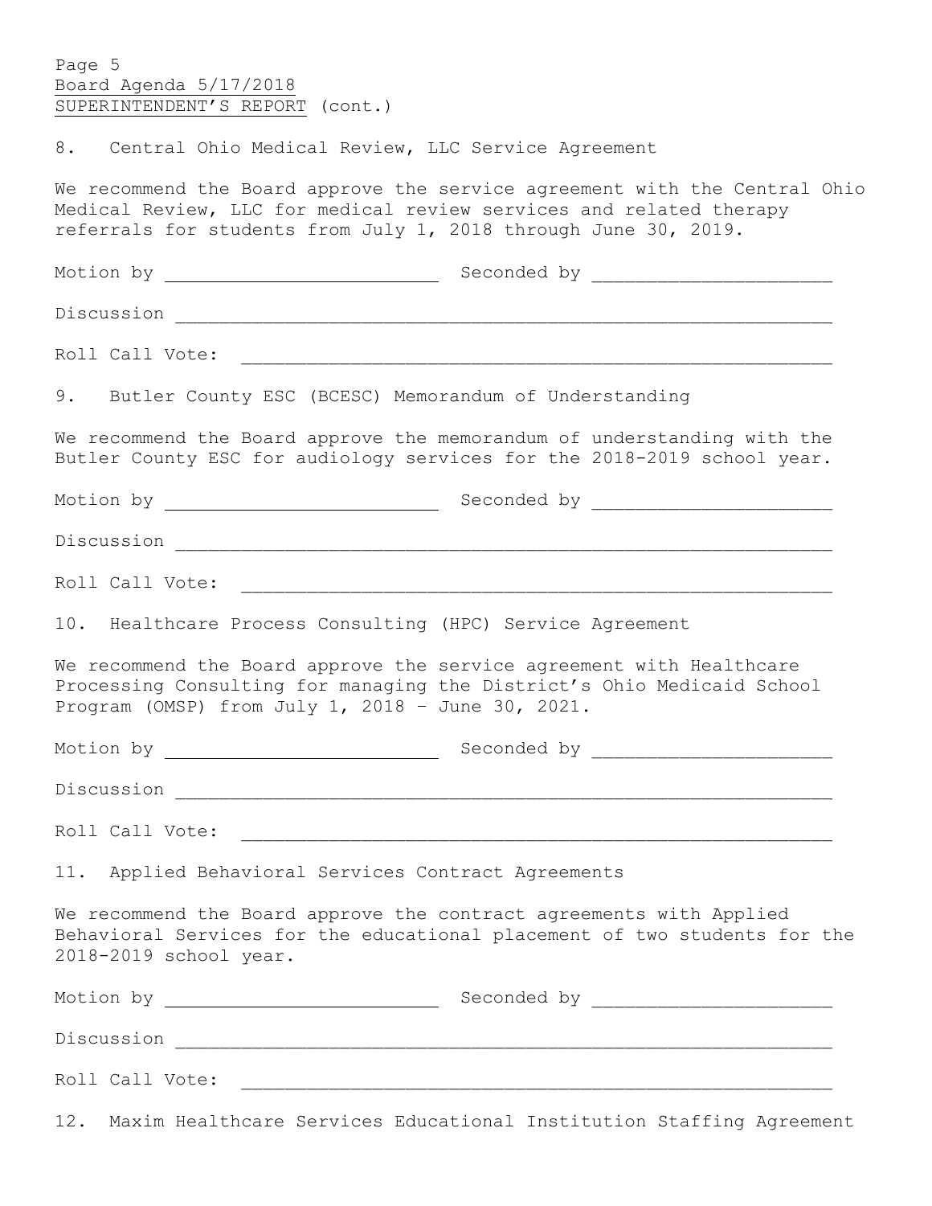Page 5
Board Agenda 5/17/2018
SUPERINTENDENT'S REPORT (cont.)

8. Central Ohio Medical Review, LLC Service Agreement

We recommend the Board approve the service agreement with the Central Ohio Medical Review, LLC for medical review services and related therapy referrals for students from July 1, 2018 through June 30, 2019.

Motion by ___________________________ Seconded by ______________________

Discussion ______________________________________________________________

Roll Call Vote: _________________________________________________________

9. Butler County ESC (BCESC) Memorandum of Understanding

We recommend the Board approve the memorandum of understanding with the Butler County ESC for audiology services for the 2018-2019 school year.

Motion by ___________________________ Seconded by ______________________

Discussion ______________________________________________________________

Roll Call Vote: _________________________________________________________

10. Healthcare Process Consulting (HPC) Service Agreement

We recommend the Board approve the service agreement with Healthcare Processing Consulting for managing the District's Ohio Medicaid School Program (OMSP) from July 1, 2018 – June 30, 2021.

Motion by ___________________________ Seconded by ______________________

Discussion ______________________________________________________________

Roll Call Vote: _________________________________________________________

11. Applied Behavioral Services Contract Agreements

We recommend the Board approve the contract agreements with Applied Behavioral Services for the educational placement of two students for the 2018-2019 school year.

Motion by ___________________________ Seconded by ______________________

Discussion ______________________________________________________________

Roll Call Vote: _________________________________________________________

12. Maxim Healthcare Services Educational Institution Staffing Agreement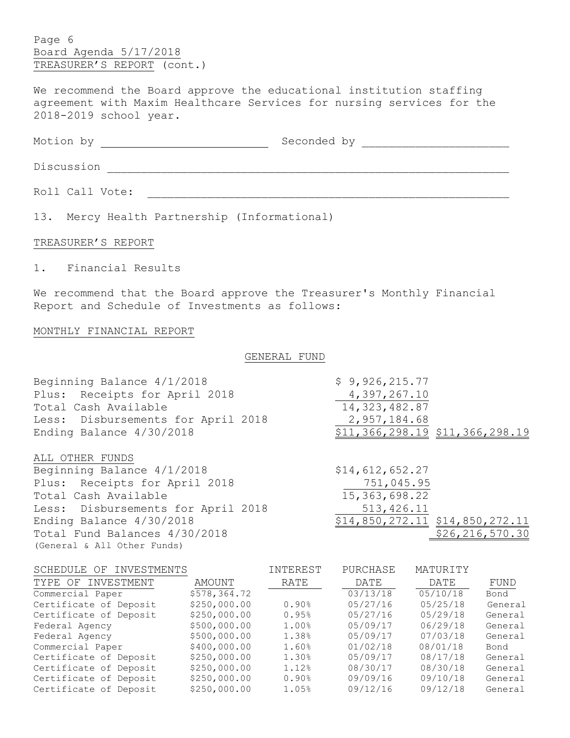Board Agenda 5/17/2018
TREASURER'S REPORT (cont.)

We recommend the Board approve the educational institution staffing agreement with Maxim Healthcare Services for nursing services for the 2018-2019 school year.

Motion by ________________________ Seconded by ____________________

Discussion ____________________________________________________________

Roll Call Vote: _______________________________________________________

13. Mercy Health Partnership (Informational)

TREASURER'S REPORT

1. Financial Results

We recommend that the Board approve the Treasurer's Monthly Financial Report and Schedule of Investments as follows:

MONTHLY FINANCIAL REPORT

GENERAL FUND

| | | |
|---|---|---|
| Beginning Balance 4/1/2018 | $ 9,926,215.77 | |
| Plus: Receipts for April 2018 | 4,397,267.10 | |
| Total Cash Available | 14,323,482.87 | |
| Less: Disbursements for April 2018 | 2,957,184.68 | |
| Ending Balance 4/30/2018 | $11,366,298.19 | $11,366,298.19 |

ALL OTHER FUNDS

| | | |
|---|---|---|
| Beginning Balance 4/1/2018 | $14,612,652.27 | |
| Plus: Receipts for April 2018 | 751,045.95 | |
| Total Cash Available | 15,363,698.22 | |
| Less: Disbursements for April 2018 | 513,426.11 | |
| Ending Balance 4/30/2018 | $14,850,272.11 | $14,850,272.11 |
| Total Fund Balances 4/30/2018 (General & All Other Funds) | | $26,216,570.30 |

SCHEDULE OF INVESTMENTS

| TYPE OF INVESTMENT | AMOUNT | INTEREST RATE | PURCHASE DATE | MATURITY DATE | FUND |
|---|---|---|---|---|---|
| Commercial Paper | $578,364.72 | | 03/13/18 | 05/10/18 | Bond |
| Certificate of Deposit | $250,000.00 | 0.90% | 05/27/16 | 05/25/18 | General |
| Certificate of Deposit | $250,000.00 | 0.95% | 05/27/16 | 05/29/18 | General |
| Federal Agency | $500,000.00 | 1.00% | 05/09/17 | 06/29/18 | General |
| Federal Agency | $500,000.00 | 1.38% | 05/09/17 | 07/03/18 | General |
| Commercial Paper | $400,000.00 | 1.60% | 01/02/18 | 08/01/18 | Bond |
| Certificate of Deposit | $250,000.00 | 1.30% | 05/09/17 | 08/17/18 | General |
| Certificate of Deposit | $250,000.00 | 1.12% | 08/30/17 | 08/30/18 | General |
| Certificate of Deposit | $250,000.00 | 0.90% | 09/09/16 | 09/10/18 | General |
| Certificate of Deposit | $250,000.00 | 1.05% | 09/12/16 | 09/12/18 | General |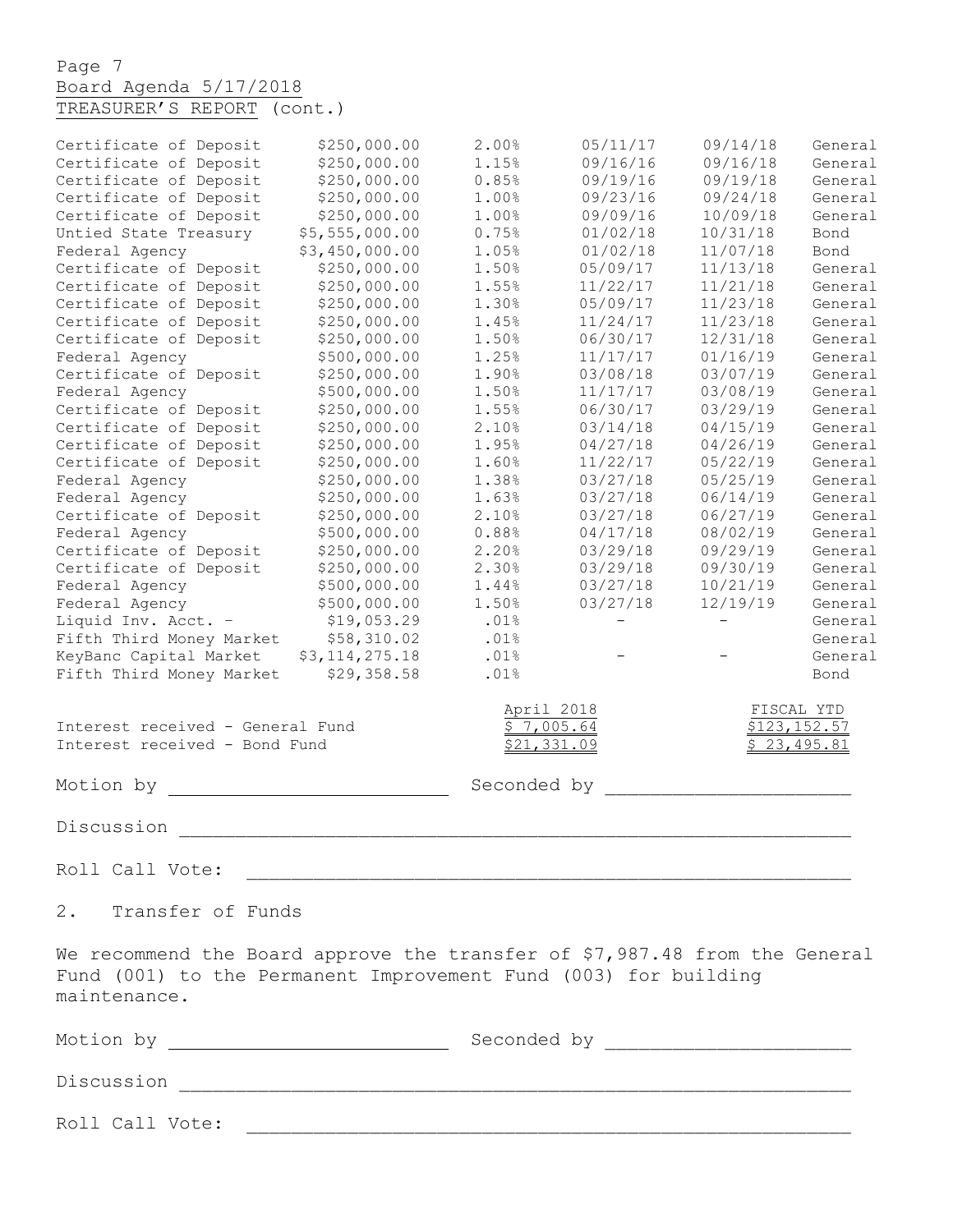Board Agenda 5/17/2018

TREASURER'S REPORT (cont.)

| | | | | | |
|---|---|---|---|---|---|
| Certificate of Deposit | $250,000.00 | 2.00% | 05/11/17 | 09/14/18 | General |
| Certificate of Deposit | $250,000.00 | 1.15% | 09/16/16 | 09/16/18 | General |
| Certificate of Deposit | $250,000.00 | 0.85% | 09/19/16 | 09/19/18 | General |
| Certificate of Deposit | $250,000.00 | 1.00% | 09/23/16 | 09/24/18 | General |
| Certificate of Deposit | $250,000.00 | 1.00% | 09/09/16 | 10/09/18 | General |
| Untied State Treasury | $5,555,000.00 | 0.75% | 01/02/18 | 10/31/18 | Bond |
| Federal Agency | $3,450,000.00 | 1.05% | 01/02/18 | 11/07/18 | Bond |
| Certificate of Deposit | $250,000.00 | 1.50% | 05/09/17 | 11/13/18 | General |
| Certificate of Deposit | $250,000.00 | 1.55% | 11/22/17 | 11/21/18 | General |
| Certificate of Deposit | $250,000.00 | 1.30% | 05/09/17 | 11/23/18 | General |
| Certificate of Deposit | $250,000.00 | 1.45% | 11/24/17 | 11/23/18 | General |
| Certificate of Deposit | $250,000.00 | 1.50% | 06/30/17 | 12/31/18 | General |
| Federal Agency | $500,000.00 | 1.25% | 11/17/17 | 01/16/19 | General |
| Certificate of Deposit | $250,000.00 | 1.90% | 03/08/18 | 03/07/19 | General |
| Federal Agency | $500,000.00 | 1.50% | 11/17/17 | 03/08/19 | General |
| Certificate of Deposit | $250,000.00 | 1.55% | 06/30/17 | 03/29/19 | General |
| Certificate of Deposit | $250,000.00 | 2.10% | 03/14/18 | 04/15/19 | General |
| Certificate of Deposit | $250,000.00 | 1.95% | 04/27/18 | 04/26/19 | General |
| Certificate of Deposit | $250,000.00 | 1.60% | 11/22/17 | 05/22/19 | General |
| Federal Agency | $250,000.00 | 1.38% | 03/27/18 | 05/25/19 | General |
| Federal Agency | $250,000.00 | 1.63% | 03/27/18 | 06/14/19 | General |
| Certificate of Deposit | $250,000.00 | 2.10% | 03/27/18 | 06/27/19 | General |
| Federal Agency | $500,000.00 | 0.88% | 04/17/18 | 08/02/19 | General |
| Certificate of Deposit | $250,000.00 | 2.20% | 03/29/18 | 09/29/19 | General |
| Certificate of Deposit | $250,000.00 | 2.30% | 03/29/18 | 09/30/19 | General |
| Federal Agency | $500,000.00 | 1.44% | 03/27/18 | 10/21/19 | General |
| Federal Agency | $500,000.00 | 1.50% | 03/27/18 | 12/19/19 | General |
| Liquid Inv. Acct. - | $19,053.29 | .01% | - | - | General |
| Fifth Third Money Market | $58,310.02 | .01% | | | General |
| KeyBanc Capital Market | $3,114,275.18 | .01% | - | - | General |
| Fifth Third Money Market | $29,358.58 | .01% | | | Bond |

| | April 2018 | FISCAL YTD |
|---|---|---|
| Interest received - General Fund | $ 7,005.64 | $123,152.57 |
| Interest received - Bond Fund | $21,331.09 | $ 23,495.81 |

Motion by \_\_\_\_\_\_\_\_\_\_\_\_\_\_\_\_\_\_\_\_ Seconded by \_\_\_\_\_\_\_\_\_\_\_\_\_\_\_\_\_\_\_\_

Discussion \_\_\_\_\_\_\_\_\_\_\_\_\_\_\_\_\_\_\_\_\_\_\_\_\_\_\_\_\_\_\_\_\_\_\_\_\_\_\_\_\_\_\_\_\_\_

Roll Call Vote: \_\_\_\_\_\_\_\_\_\_\_\_\_\_\_\_\_\_\_\_\_\_\_\_\_\_\_\_\_\_\_\_\_\_\_\_\_\_\_\_\_\_\_\_\_\_

2. Transfer of Funds

We recommend the Board approve the transfer of $7,987.48 from the General Fund (001) to the Permanent Improvement Fund (003) for building maintenance.

Motion by \_\_\_\_\_\_\_\_\_\_\_\_\_\_\_\_\_\_\_\_ Seconded by \_\_\_\_\_\_\_\_\_\_\_\_\_\_\_\_\_\_\_\_

Discussion \_\_\_\_\_\_\_\_\_\_\_\_\_\_\_\_\_\_\_\_\_\_\_\_\_\_\_\_\_\_\_\_\_\_\_\_\_\_\_\_\_\_\_\_\_\_

Roll Call Vote: \_\_\_\_\_\_\_\_\_\_\_\_\_\_\_\_\_\_\_\_\_\_\_\_\_\_\_\_\_\_\_\_\_\_\_\_\_\_\_\_\_\_\_\_\_\_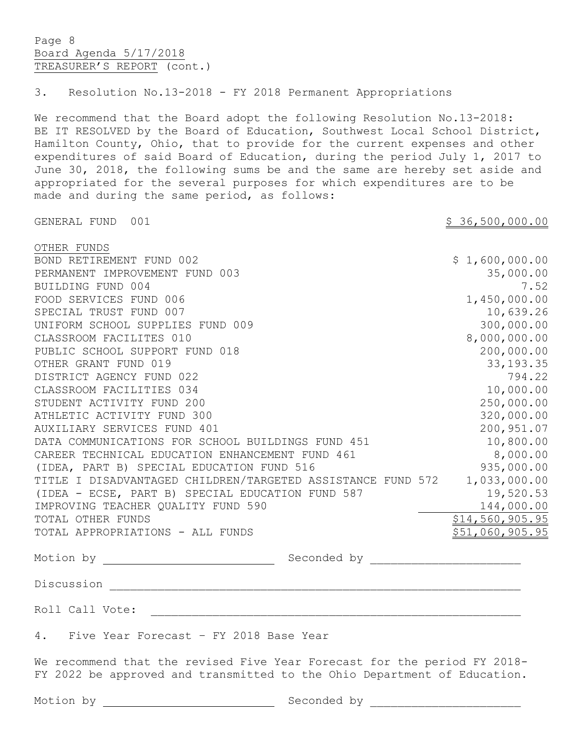3. Resolution No.13-2018 - FY 2018 Permanent Appropriations

We recommend that the Board adopt the following Resolution No.13-2018: BE IT RESOLVED by the Board of Education, Southwest Local School District, Hamilton County, Ohio, that to provide for the current expenses and other expenditures of said Board of Education, during the period July 1, 2017 to June 30, 2018, the following sums be and the same are hereby set aside and appropriated for the several purposes for which expenditures are to be made and during the same period, as follows:

| Fund | Amount |
|---|---|
| GENERAL FUND 001 | $ 36,500,000.00 |
| **OTHER FUNDS** | |
| BOND RETIREMENT FUND 002 | $ 1,600,000.00 |
| PERMANENT IMPROVEMENT FUND 003 | 35,000.00 |
| BUILDING FUND 004 | 7.52 |
| FOOD SERVICES FUND 006 | 1,450,000.00 |
| SPECIAL TRUST FUND 007 | 10,639.26 |
| UNIFORM SCHOOL SUPPLIES FUND 009 | 300,000.00 |
| CLASSROOM FACILITES 010 | 8,000,000.00 |
| PUBLIC SCHOOL SUPPORT FUND 018 | 200,000.00 |
| OTHER GRANT FUND 019 | 33,193.35 |
| DISTRICT AGENCY FUND 022 | 794.22 |
| CLASSROOM FACILITIES 034 | 10,000.00 |
| STUDENT ACTIVITY FUND 200 | 250,000.00 |
| ATHLETIC ACTIVITY FUND 300 | 320,000.00 |
| AUXILIARY SERVICES FUND 401 | 200,951.07 |
| DATA COMMUNICATIONS FOR SCHOOL BUILDINGS FUND 451 | 10,800.00 |
| CAREER TECHNICAL EDUCATION ENHANCEMENT FUND 461 | 8,000.00 |
| (IDEA, PART B) SPECIAL EDUCATION FUND 516 | 935,000.00 |
| TITLE I DISADVANTAGED CHILDREN/TARGETED ASSISTANCE FUND 572 | 1,033,000.00 |
| (IDEA - ECSE, PART B) SPECIAL EDUCATION FUND 587 | 19,520.53 |
| IMPROVING TEACHER QUALITY FUND 590 | 144,000.00 |
| TOTAL OTHER FUNDS | $14,560,905.95 |
| TOTAL APPROPRIATIONS - ALL FUNDS | $51,060,905.95 |

Motion by ________________________ Seconded by ________________________

Discussion ____________________________________________________________

Roll Call Vote: _______________________________________________________

4. Five Year Forecast – FY 2018 Base Year

We recommend that the revised Five Year Forecast for the period FY 2018-FY 2022 be approved and transmitted to the Ohio Department of Education.

Motion by ________________________ Seconded by ________________________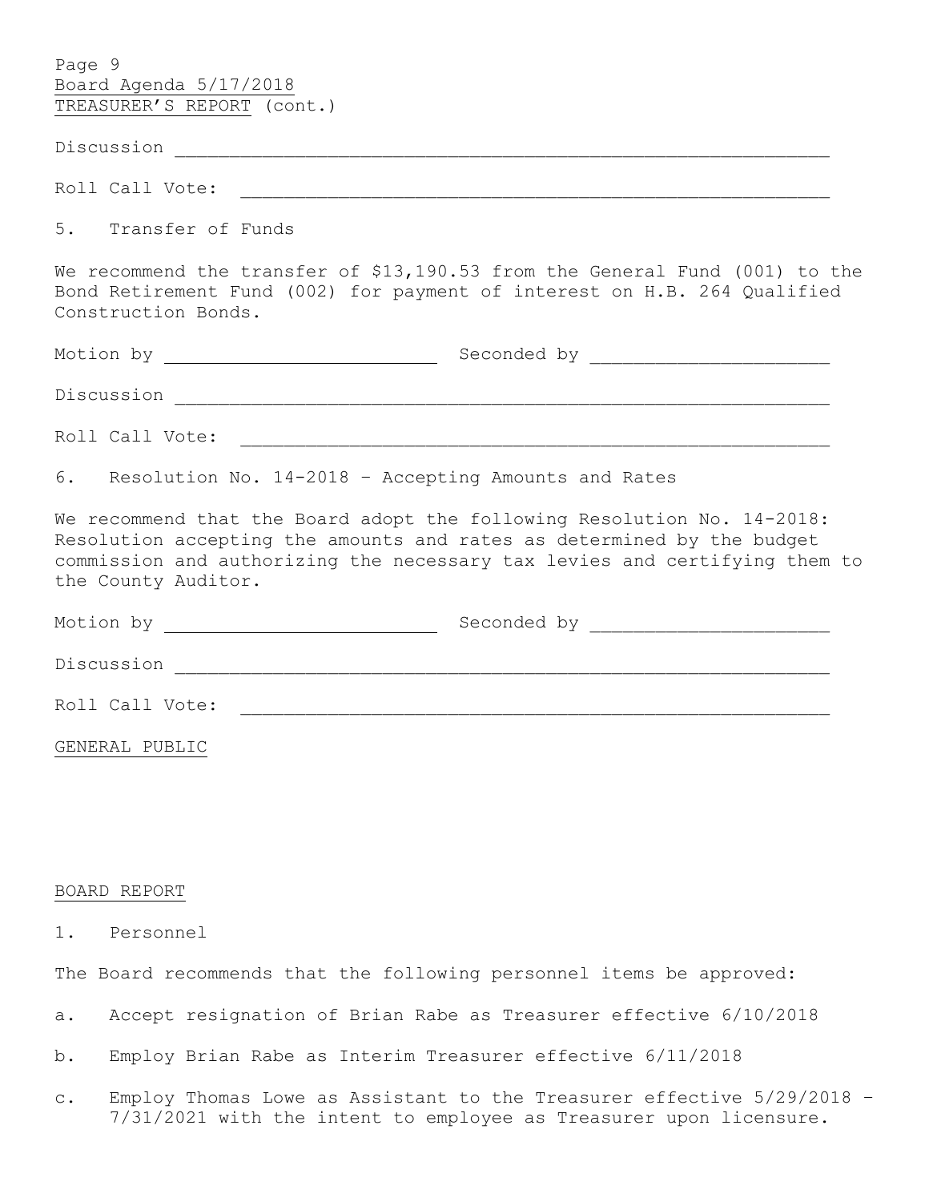Board Agenda 5/17/2018

TREASURER'S REPORT (cont.)

Discussion ____________________________________________________________

Roll Call Vote: ______________________________________________________

5. Transfer of Funds

We recommend the transfer of $13,190.53 from the General Fund (001) to the Bond Retirement Fund (002) for payment of interest on H.B. 264 Qualified Construction Bonds.

Motion by _________________________ Seconded by _____________________

Discussion ____________________________________________________________

Roll Call Vote: ______________________________________________________

6. Resolution No. 14-2018 – Accepting Amounts and Rates

We recommend that the Board adopt the following Resolution No. 14-2018: Resolution accepting the amounts and rates as determined by the budget commission and authorizing the necessary tax levies and certifying them to the County Auditor.

Motion by _________________________ Seconded by _____________________

Discussion ____________________________________________________________

Roll Call Vote: ______________________________________________________

GENERAL PUBLIC

BOARD REPORT

1. Personnel

The Board recommends that the following personnel items be approved:

a. Accept resignation of Brian Rabe as Treasurer effective 6/10/2018

b. Employ Brian Rabe as Interim Treasurer effective 6/11/2018

c. Employ Thomas Lowe as Assistant to the Treasurer effective 5/29/2018 – 7/31/2021 with the intent to employee as Treasurer upon licensure.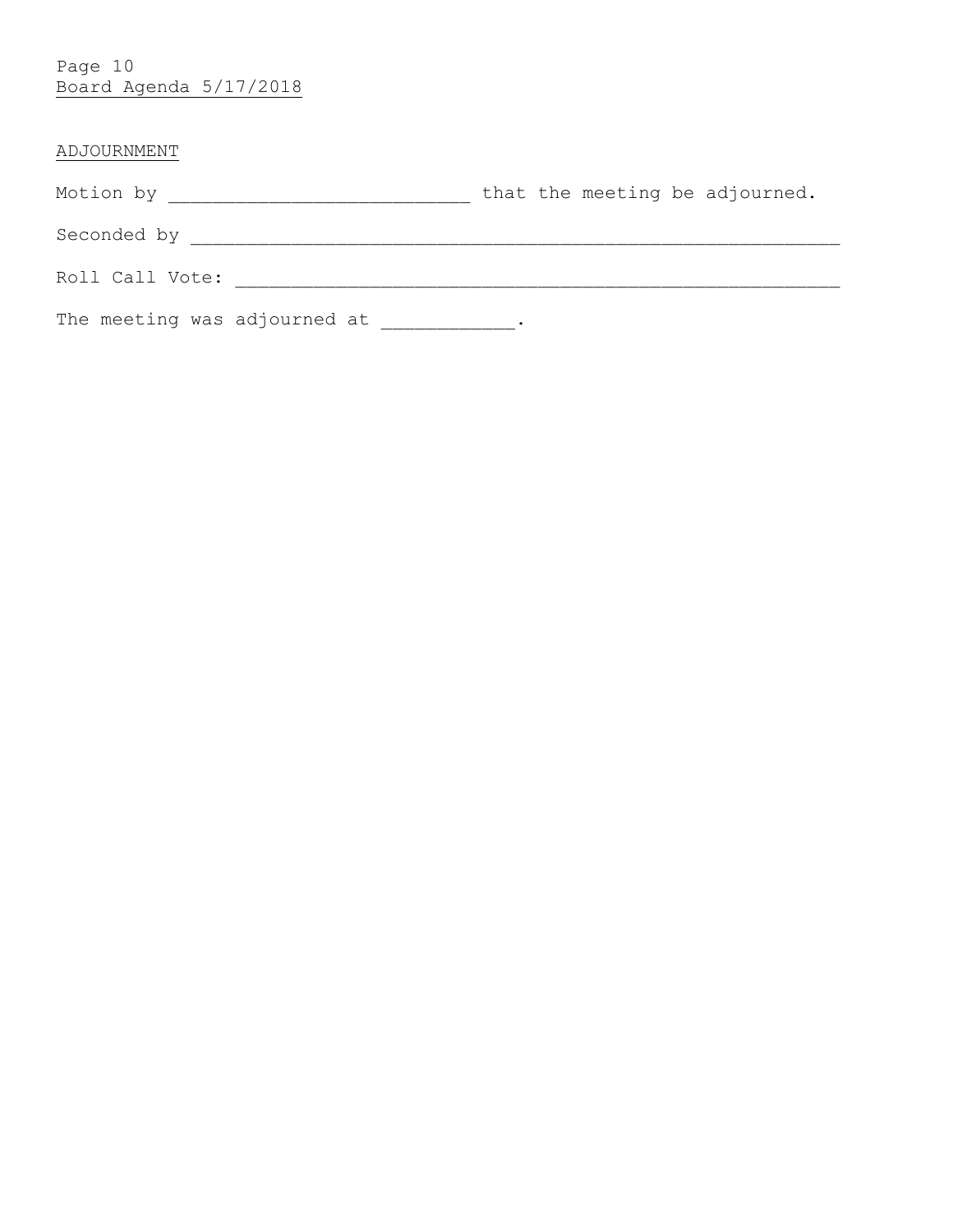ADJOURNMENT

Motion by ___________________________ that the meeting be adjourned.

Seconded by ___________________________________________________________

Roll Call Vote: _______________________________________________________

The meeting was adjourned at ____________.